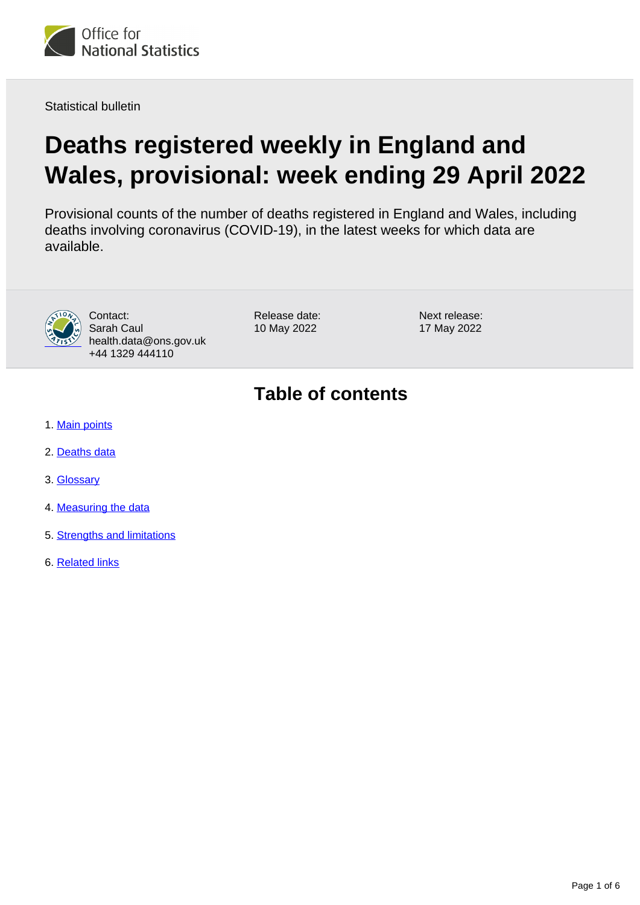Office for National Statistics

Statistical bulletin

# Deaths registered weekly in England and Wales, provisional: week ending 29 April 2022

Provisional counts of the number of deaths registered in England and Wales, including deaths involving coronavirus (COVID-19), in the latest weeks for which data are available.

Contact:
Sarah Caul
health.data@ons.gov.uk
+44 1329 444110

Release date:
10 May 2022

Next release:
17 May 2022

## Table of contents

1. Main points
2. Deaths data
3. Glossary
4. Measuring the data
5. Strengths and limitations
6. Related links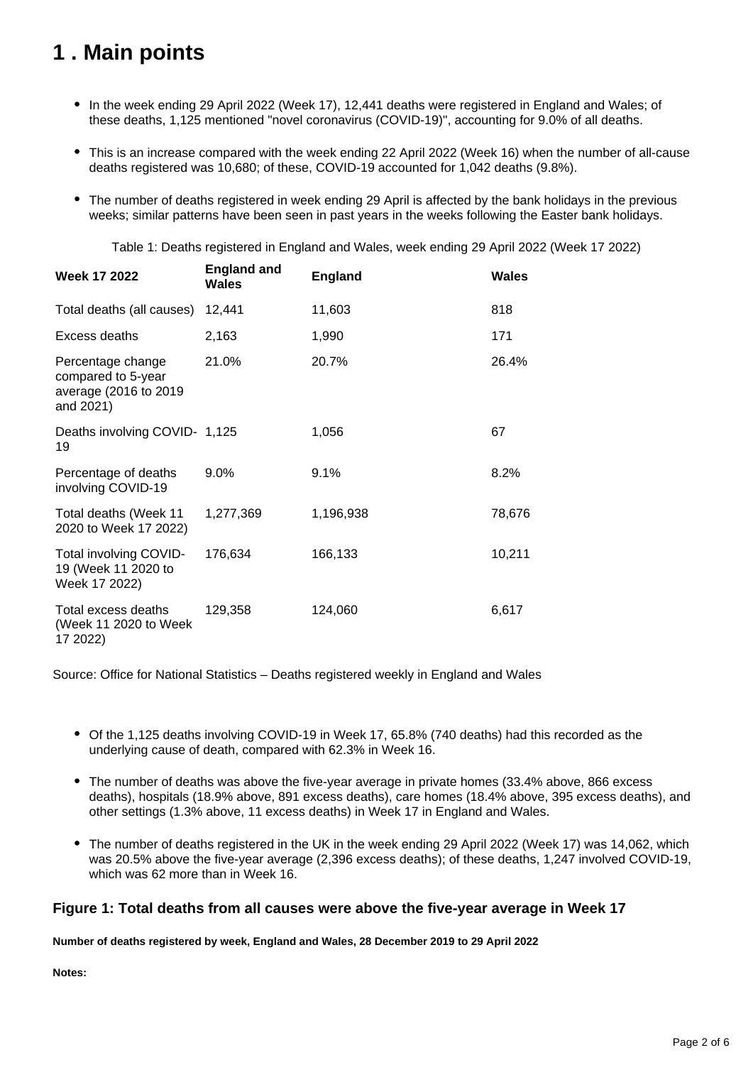# 1 . Main points

- In the week ending 29 April 2022 (Week 17), 12,441 deaths were registered in England and Wales; of these deaths, 1,125 mentioned "novel coronavirus (COVID-19)", accounting for 9.0% of all deaths.
- This is an increase compared with the week ending 22 April 2022 (Week 16) when the number of all-cause deaths registered was 10,680; of these, COVID-19 accounted for 1,042 deaths (9.8%).
- The number of deaths registered in week ending 29 April is affected by the bank holidays in the previous weeks; similar patterns have been seen in past years in the weeks following the Easter bank holidays.

Table 1: Deaths registered in England and Wales, week ending 29 April 2022 (Week 17 2022)

| Week 17 2022 | England and Wales | England | Wales |
|---|---|---|---|
| Total deaths (all causes) | 12,441 | 11,603 | 818 |
| Excess deaths | 2,163 | 1,990 | 171 |
| Percentage change compared to 5-year average (2016 to 2019 and 2021) | 21.0% | 20.7% | 26.4% |
| Deaths involving COVID-19 | 1,125 | 1,056 | 67 |
| Percentage of deaths involving COVID-19 | 9.0% | 9.1% | 8.2% |
| Total deaths (Week 11 2020 to Week 17 2022) | 1,277,369 | 1,196,938 | 78,676 |
| Total involving COVID-19 (Week 11 2020 to Week 17 2022) | 176,634 | 166,133 | 10,211 |
| Total excess deaths (Week 11 2020 to Week 17 2022) | 129,358 | 124,060 | 6,617 |

Source: Office for National Statistics – Deaths registered weekly in England and Wales

- Of the 1,125 deaths involving COVID-19 in Week 17, 65.8% (740 deaths) had this recorded as the underlying cause of death, compared with 62.3% in Week 16.
- The number of deaths was above the five-year average in private homes (33.4% above, 866 excess deaths), hospitals (18.9% above, 891 excess deaths), care homes (18.4% above, 395 excess deaths), and other settings (1.3% above, 11 excess deaths) in Week 17 in England and Wales.
- The number of deaths registered in the UK in the week ending 29 April 2022 (Week 17) was 14,062, which was 20.5% above the five-year average (2,396 excess deaths); of these deaths, 1,247 involved COVID-19, which was 62 more than in Week 16.

### Figure 1: Total deaths from all causes were above the five-year average in Week 17

**Number of deaths registered by week, England and Wales, 28 December 2019 to 29 April 2022**

**Notes:**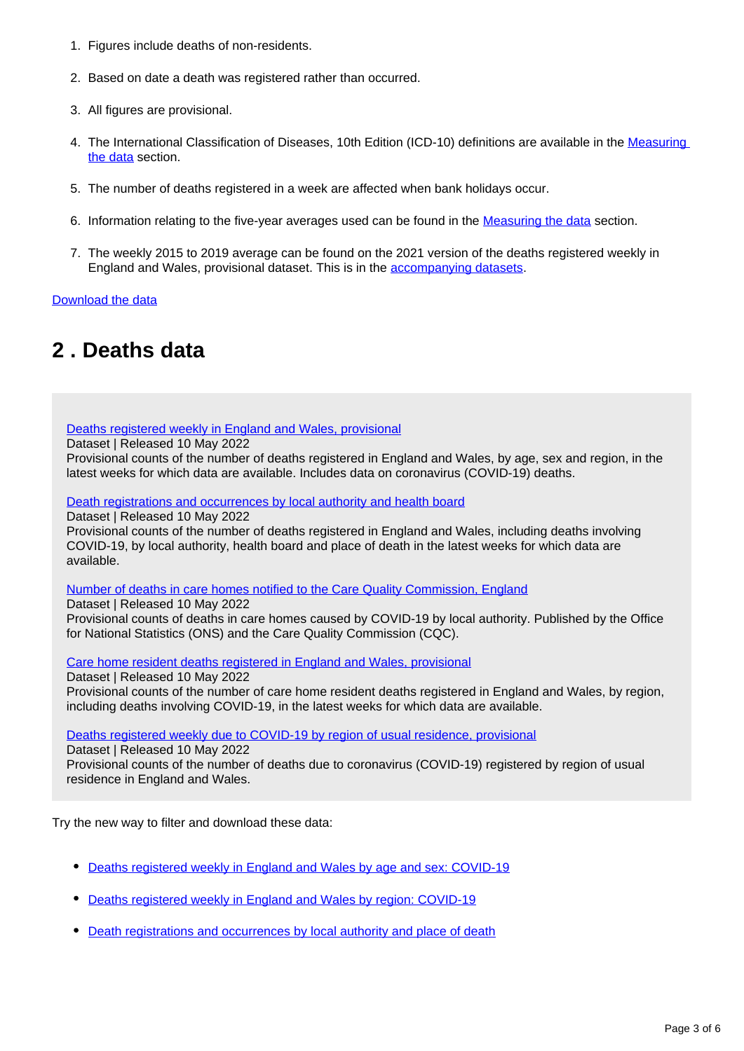1. Figures include deaths of non-residents.
2. Based on date a death was registered rather than occurred.
3. All figures are provisional.
4. The International Classification of Diseases, 10th Edition (ICD-10) definitions are available in the Measuring the data section.
5. The number of deaths registered in a week are affected when bank holidays occur.
6. Information relating to the five-year averages used can be found in the Measuring the data section.
7. The weekly 2015 to 2019 average can be found on the 2021 version of the deaths registered weekly in England and Wales, provisional dataset. This is in the accompanying datasets.

Download the data

## 2 . Deaths data

Deaths registered weekly in England and Wales, provisional
Dataset | Released 10 May 2022
Provisional counts of the number of deaths registered in England and Wales, by age, sex and region, in the latest weeks for which data are available. Includes data on coronavirus (COVID-19) deaths.

Death registrations and occurrences by local authority and health board
Dataset | Released 10 May 2022
Provisional counts of the number of deaths registered in England and Wales, including deaths involving COVID-19, by local authority, health board and place of death in the latest weeks for which data are available.

Number of deaths in care homes notified to the Care Quality Commission, England
Dataset | Released 10 May 2022
Provisional counts of deaths in care homes caused by COVID-19 by local authority. Published by the Office for National Statistics (ONS) and the Care Quality Commission (CQC).

Care home resident deaths registered in England and Wales, provisional
Dataset | Released 10 May 2022
Provisional counts of the number of care home resident deaths registered in England and Wales, by region, including deaths involving COVID-19, in the latest weeks for which data are available.

Deaths registered weekly due to COVID-19 by region of usual residence, provisional
Dataset | Released 10 May 2022
Provisional counts of the number of deaths due to coronavirus (COVID-19) registered by region of usual residence in England and Wales.

Try the new way to filter and download these data:

- Deaths registered weekly in England and Wales by age and sex: COVID-19
- Deaths registered weekly in England and Wales by region: COVID-19
- Death registrations and occurrences by local authority and place of death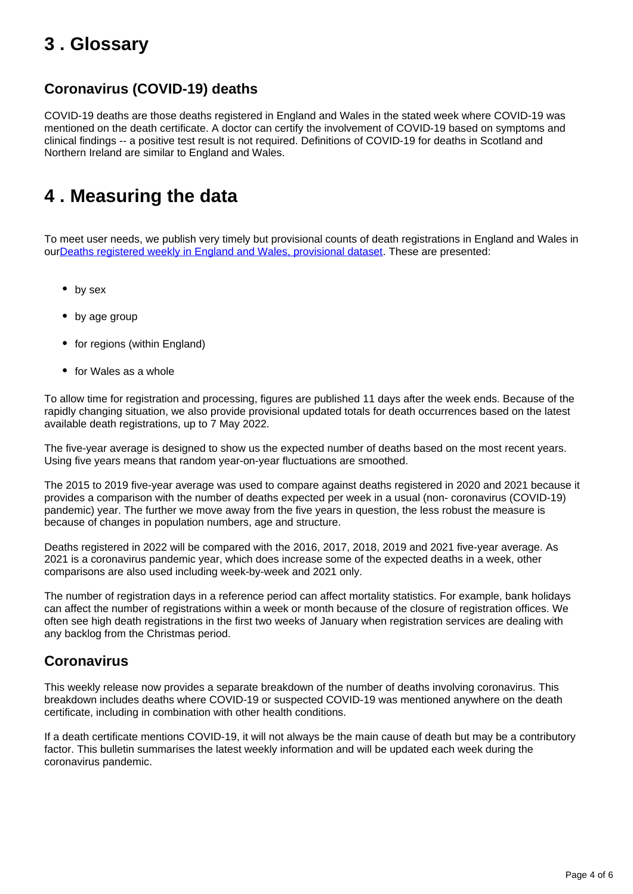## 3 . Glossary

### Coronavirus (COVID-19) deaths

COVID-19 deaths are those deaths registered in England and Wales in the stated week where COVID-19 was mentioned on the death certificate. A doctor can certify the involvement of COVID-19 based on symptoms and clinical findings -- a positive test result is not required. Definitions of COVID-19 for deaths in Scotland and Northern Ireland are similar to England and Wales.

## 4 . Measuring the data

To meet user needs, we publish very timely but provisional counts of death registrations in England and Wales in ourDeaths registered weekly in England and Wales, provisional dataset. These are presented:

- by sex
- by age group
- for regions (within England)
- for Wales as a whole

To allow time for registration and processing, figures are published 11 days after the week ends. Because of the rapidly changing situation, we also provide provisional updated totals for death occurrences based on the latest available death registrations, up to 7 May 2022.

The five-year average is designed to show us the expected number of deaths based on the most recent years. Using five years means that random year-on-year fluctuations are smoothed.

The 2015 to 2019 five-year average was used to compare against deaths registered in 2020 and 2021 because it provides a comparison with the number of deaths expected per week in a usual (non- coronavirus (COVID-19) pandemic) year. The further we move away from the five years in question, the less robust the measure is because of changes in population numbers, age and structure.

Deaths registered in 2022 will be compared with the 2016, 2017, 2018, 2019 and 2021 five-year average. As 2021 is a coronavirus pandemic year, which does increase some of the expected deaths in a week, other comparisons are also used including week-by-week and 2021 only.

The number of registration days in a reference period can affect mortality statistics. For example, bank holidays can affect the number of registrations within a week or month because of the closure of registration offices. We often see high death registrations in the first two weeks of January when registration services are dealing with any backlog from the Christmas period.

### Coronavirus

This weekly release now provides a separate breakdown of the number of deaths involving coronavirus. This breakdown includes deaths where COVID-19 or suspected COVID-19 was mentioned anywhere on the death certificate, including in combination with other health conditions.

If a death certificate mentions COVID-19, it will not always be the main cause of death but may be a contributory factor. This bulletin summarises the latest weekly information and will be updated each week during the coronavirus pandemic.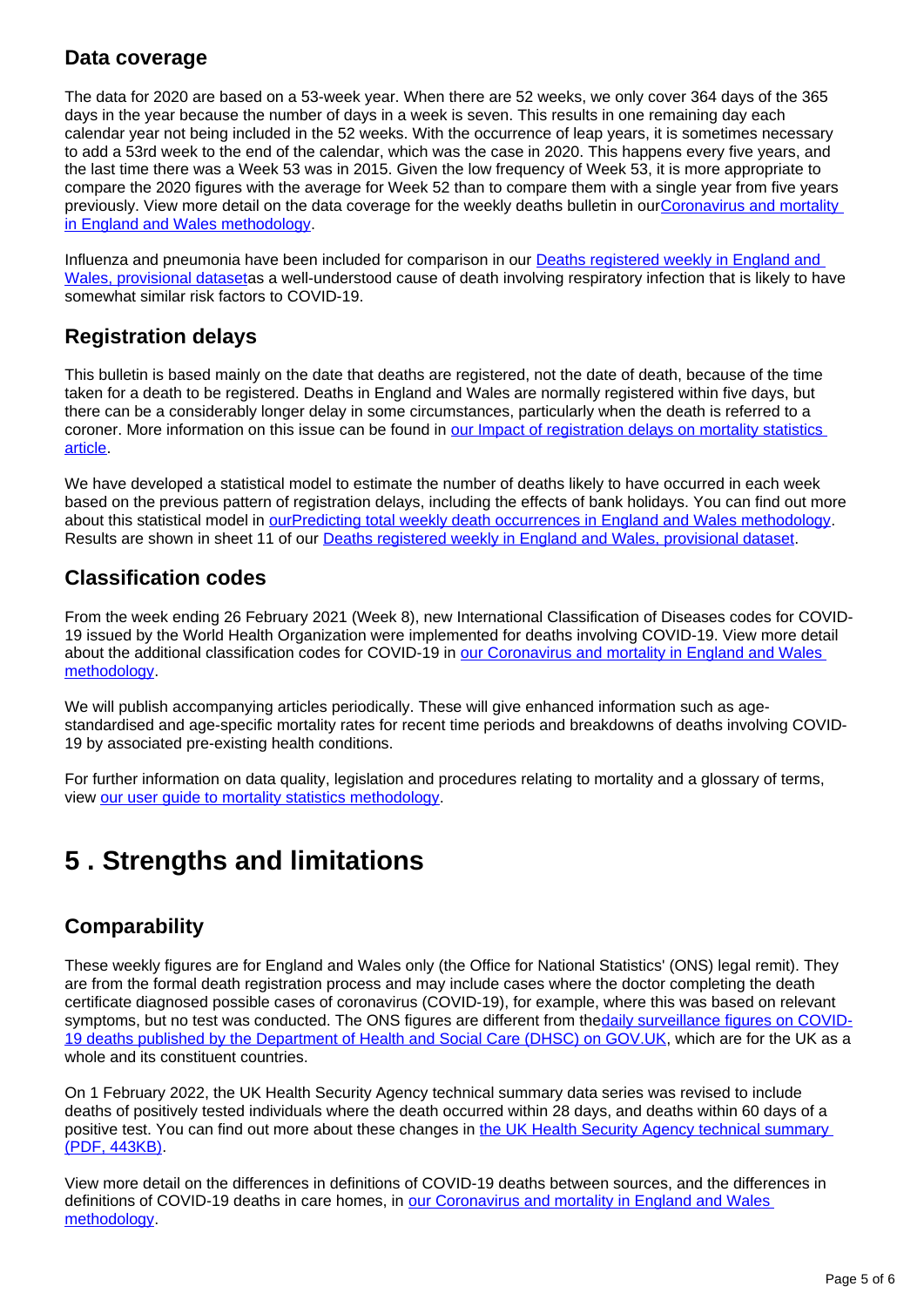### Data coverage

The data for 2020 are based on a 53-week year. When there are 52 weeks, we only cover 364 days of the 365 days in the year because the number of days in a week is seven. This results in one remaining day each calendar year not being included in the 52 weeks. With the occurrence of leap years, it is sometimes necessary to add a 53rd week to the end of the calendar, which was the case in 2020. This happens every five years, and the last time there was a Week 53 was in 2015. Given the low frequency of Week 53, it is more appropriate to compare the 2020 figures with the average for Week 52 than to compare them with a single year from five years previously. View more detail on the data coverage for the weekly deaths bulletin in ourCoronavirus and mortality in England and Wales methodology.

Influenza and pneumonia have been included for comparison in our Deaths registered weekly in England and Wales, provisional datasetas a well-understood cause of death involving respiratory infection that is likely to have somewhat similar risk factors to COVID-19.

### Registration delays

This bulletin is based mainly on the date that deaths are registered, not the date of death, because of the time taken for a death to be registered. Deaths in England and Wales are normally registered within five days, but there can be a considerably longer delay in some circumstances, particularly when the death is referred to a coroner. More information on this issue can be found in our Impact of registration delays on mortality statistics article.

We have developed a statistical model to estimate the number of deaths likely to have occurred in each week based on the previous pattern of registration delays, including the effects of bank holidays. You can find out more about this statistical model in ourPredicting total weekly death occurrences in England and Wales methodology. Results are shown in sheet 11 of our Deaths registered weekly in England and Wales, provisional dataset.

### Classification codes

From the week ending 26 February 2021 (Week 8), new International Classification of Diseases codes for COVID-19 issued by the World Health Organization were implemented for deaths involving COVID-19. View more detail about the additional classification codes for COVID-19 in our Coronavirus and mortality in England and Wales methodology.

We will publish accompanying articles periodically. These will give enhanced information such as age-standardised and age-specific mortality rates for recent time periods and breakdowns of deaths involving COVID-19 by associated pre-existing health conditions.

For further information on data quality, legislation and procedures relating to mortality and a glossary of terms, view our user guide to mortality statistics methodology.

## 5 . Strengths and limitations

### Comparability

These weekly figures are for England and Wales only (the Office for National Statistics' (ONS) legal remit). They are from the formal death registration process and may include cases where the doctor completing the death certificate diagnosed possible cases of coronavirus (COVID-19), for example, where this was based on relevant symptoms, but no test was conducted. The ONS figures are different from thedaily surveillance figures on COVID-19 deaths published by the Department of Health and Social Care (DHSC) on GOV.UK, which are for the UK as a whole and its constituent countries.

On 1 February 2022, the UK Health Security Agency technical summary data series was revised to include deaths of positively tested individuals where the death occurred within 28 days, and deaths within 60 days of a positive test. You can find out more about these changes in the UK Health Security Agency technical summary (PDF, 443KB).

View more detail on the differences in definitions of COVID-19 deaths between sources, and the differences in definitions of COVID-19 deaths in care homes, in our Coronavirus and mortality in England and Wales methodology.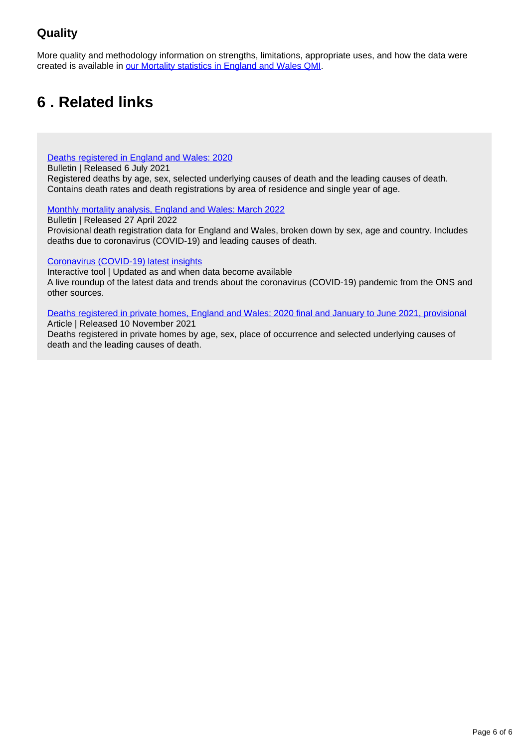### Quality

More quality and methodology information on strengths, limitations, appropriate uses, and how the data were created is available in [our Mortality statistics in England and Wales QMI](#).

## 6 . Related links

[Deaths registered in England and Wales: 2020](#)
Bulletin | Released 6 July 2021
Registered deaths by age, sex, selected underlying causes of death and the leading causes of death. Contains death rates and death registrations by area of residence and single year of age.

[Monthly mortality analysis, England and Wales: March 2022](#)
Bulletin | Released 27 April 2022
Provisional death registration data for England and Wales, broken down by sex, age and country. Includes deaths due to coronavirus (COVID-19) and leading causes of death.

[Coronavirus (COVID-19) latest insights](#)
Interactive tool | Updated as and when data become available
A live roundup of the latest data and trends about the coronavirus (COVID-19) pandemic from the ONS and other sources.

[Deaths registered in private homes, England and Wales: 2020 final and January to June 2021, provisional](#)
Article | Released 10 November 2021
Deaths registered in private homes by age, sex, place of occurrence and selected underlying causes of death and the leading causes of death.